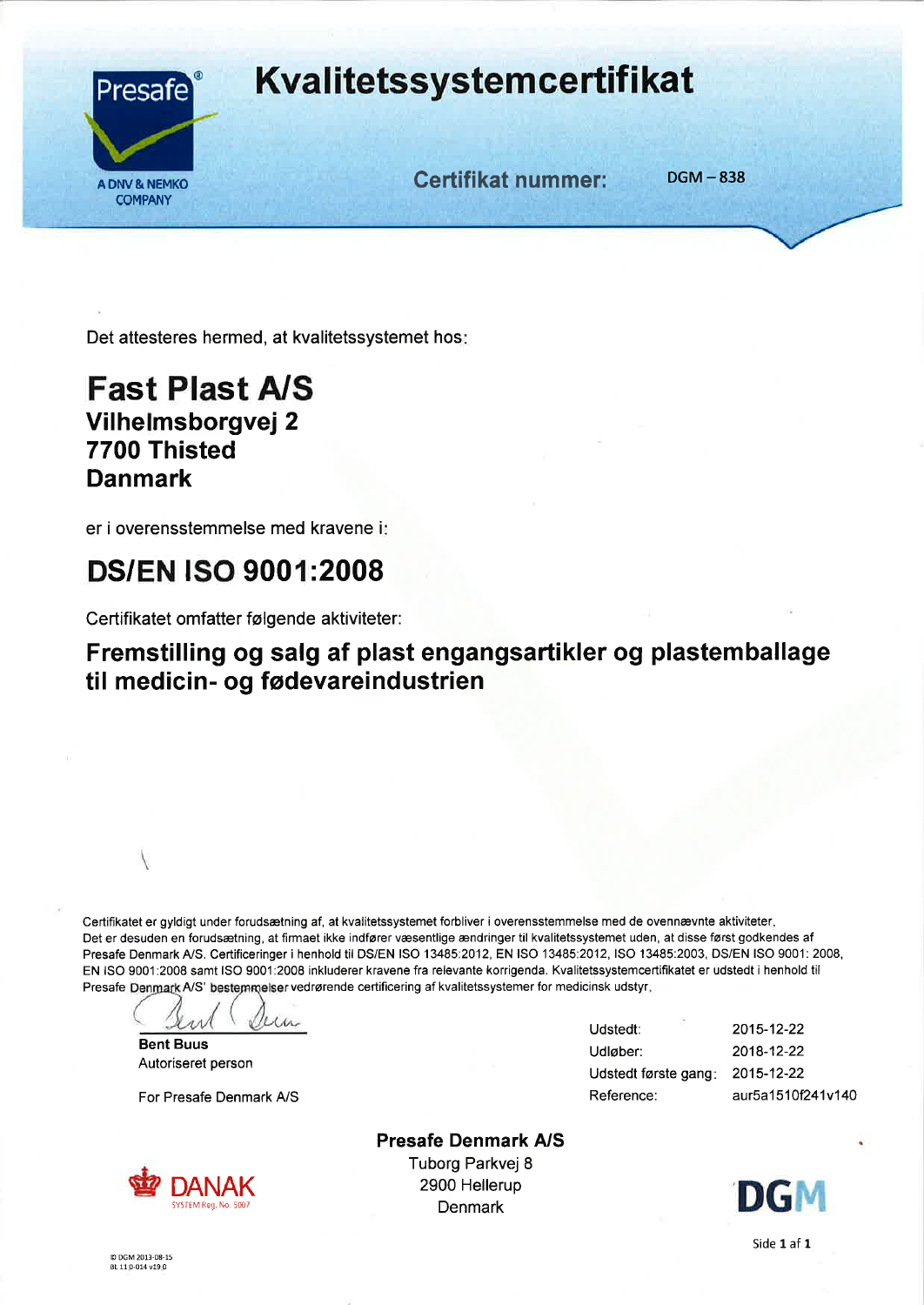Presafe®

A DNV & NEMKO COMPANY

# Kvalitetssystemcertifikat

**Certifikat nummer:** DGM – 838

Det attesteres hermed, at kvalitetssystemet hos:

## Fast Plast A/S
**Vilhelmsborgvej 2**
**7700 Thisted**
**Danmark**

er i overensstemmelse med kravene i:

## DS/EN ISO 9001:2008

Certifikatet omfatter følgende aktiviteter:

### Fremstilling og salg af plast engangsartikler og plastemballage til medicin- og fødevareindustrien

Certifikatet er gyldigt under forudsætning af, at kvalitetssystemet forbliver i overensstemmelse med de ovennævnte aktiviteter. Det er desuden en forudsætning, at firmaet ikke indfører væsentlige ændringer til kvalitetssystemet uden, at disse først godkendes af Presafe Denmark A/S. Certificeringer i henhold til DS/EN ISO 13485:2012, EN ISO 13485:2012, ISO 13485:2003, DS/EN ISO 9001: 2008, EN ISO 9001:2008 samt ISO 9001:2008 inkluderer kravene fra relevante korrigenda. Kvalitetssystemcertifikatet er udstedt i henhold til Presafe Denmark A/S' bestemmelser vedrørende certificering af kvalitetssystemer for medicinsk udstyr.

**Bent Buus**
Autoriseret person

For Presafe Denmark A/S

| | |
|---|---|
| Udstedt: | 2015-12-22 |
| Udløber: | 2018-12-22 |
| Udstedt første gang: | 2015-12-22 |
| Reference: | aur5a1510f241v140 |

**Presafe Denmark A/S**
Tuborg Parkvej 8
2900 Hellerup
Denmark

DANAK SYSTEM Reg. No. 5007

DGM

© DGM 2013-08-15
BL 11 0-014 v19.0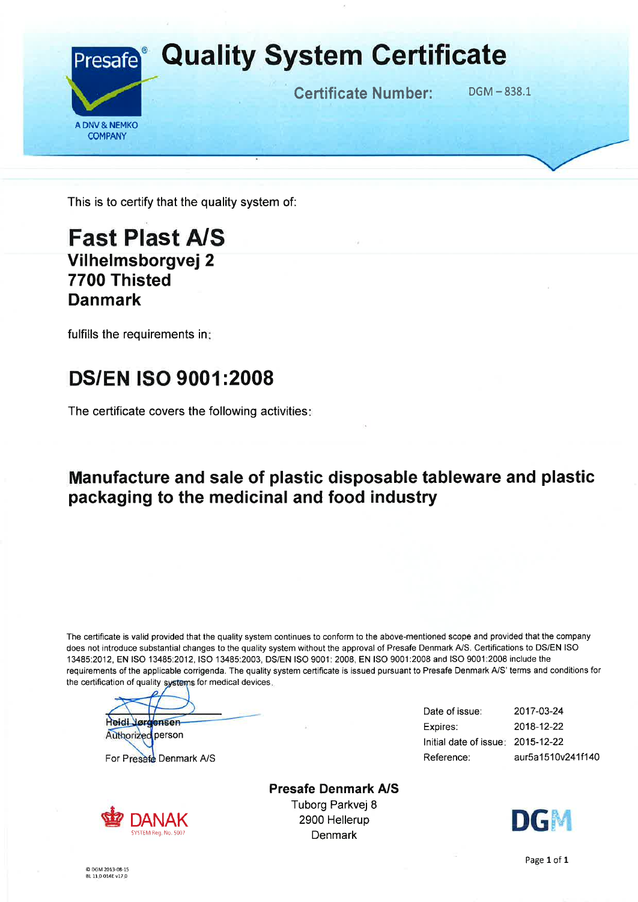Presafe®

A DNV & NEMKO COMPANY

# Quality System Certificate

**Certificate Number:** DGM – 838.1

This is to certify that the quality system of:

## Fast Plast A/S

**Vilhelmsborgvej 2**
**7700 Thisted**
**Danmark**

fulfills the requirements in:

## DS/EN ISO 9001:2008

The certificate covers the following activities:

### Manufacture and sale of plastic disposable tableware and plastic packaging to the medicinal and food industry

The certificate is valid provided that the quality system continues to conform to the above-mentioned scope and provided that the company does not introduce substantial changes to the quality system without the approval of Presafe Denmark A/S. Certifications to DS/EN ISO 13485:2012, EN ISO 13485:2012, ISO 13485:2003, DS/EN ISO 9001: 2008, EN ISO 9001:2008 and ISO 9001:2008 include the requirements of the applicable corrigenda. The quality system certificate is issued pursuant to Presafe Denmark A/S' terms and conditions for the certification of quality systems for medical devices.

Heidi Jørgensen
Authorized person

For Presafe Denmark A/S

| | |
|---|---|
| Date of issue: | 2017-03-24 |
| Expires: | 2018-12-22 |
| Initial date of issue: | 2015-12-22 |
| Reference: | aur5a1510v241f140 |

**Presafe Denmark A/S**
Tuborg Parkvej 8
2900 Hellerup
Denmark

DANAK SYSTEM Reg. No. 5007

DGM

© DGM 2013-08-15
BL 11.0-014E v17.0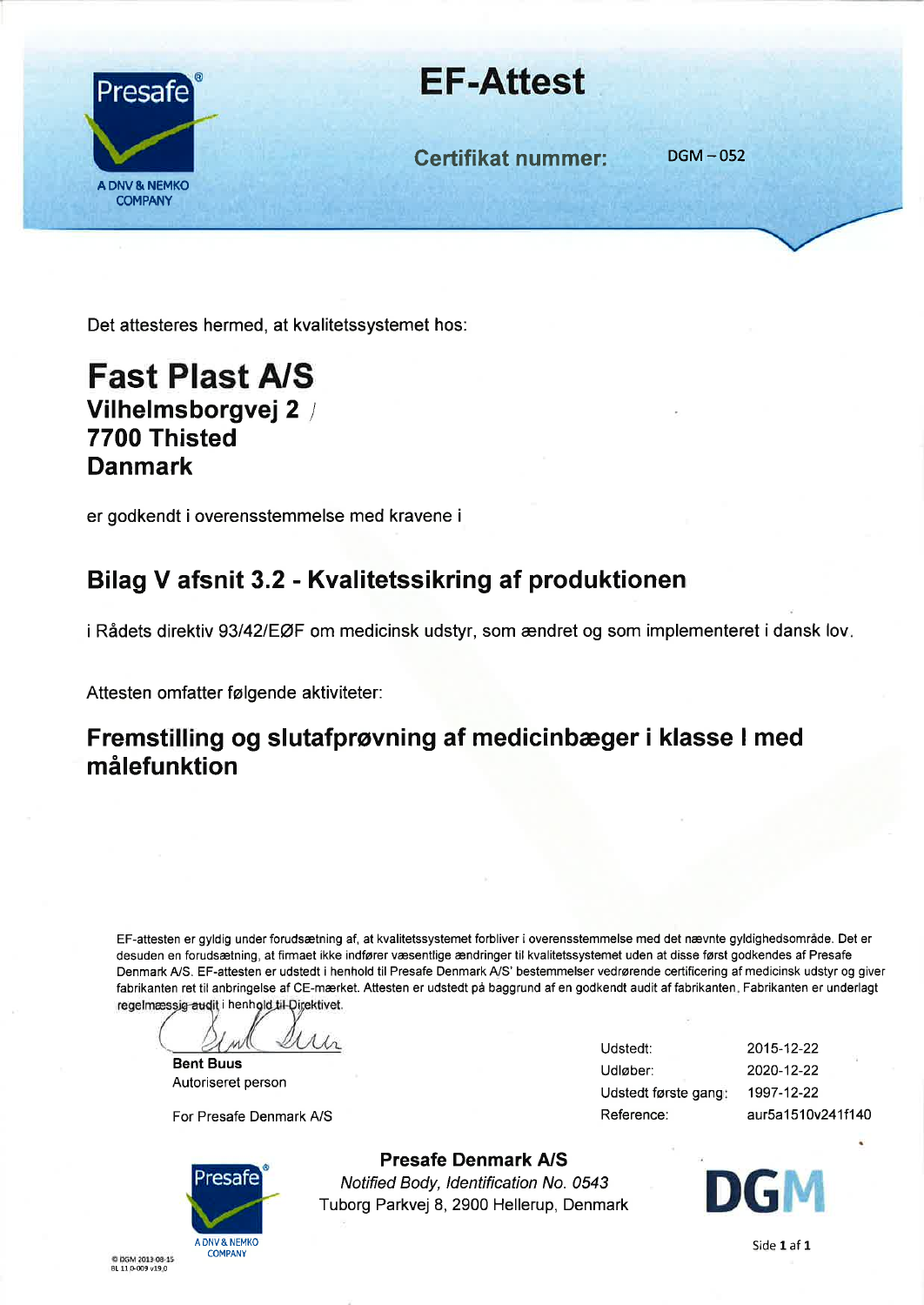Presafe®

A DNV & NEMKO COMPANY

# EF-Attest

**Certifikat nummer:** DGM – 052

Det attesteres hermed, at kvalitetssystemet hos:

## Fast Plast A/S
**Vilhelmsborgvej 2**
**7700 Thisted**
**Danmark**

er godkendt i overensstemmelse med kravene i

## Bilag V afsnit 3.2 - Kvalitetssikring af produktionen

i Rådets direktiv 93/42/EØF om medicinsk udstyr, som ændret og som implementeret i dansk lov.

Attesten omfatter følgende aktiviteter:

## Fremstilling og slutafprøvning af medicinbæger i klasse I med målefunktion

EF-attesten er gyldig under forudsætning af, at kvalitetssystemet forbliver i overensstemmelse med det nævnte gyldighedsområde. Det er desuden en forudsætning, at firmaet ikke indfører væsentlige ændringer til kvalitetssystemet uden at disse først godkendes af Presafe Denmark A/S. EF-attesten er udstedt i henhold til Presafe Denmark A/S' bestemmelser vedrørende certificering af medicinsk udstyr og giver fabrikanten ret til anbringelse af CE-mærket. Attesten er udstedt på baggrund af en godkendt audit af fabrikanten. Fabrikanten er underlagt regelmæssig audit i henhold til Direktivet.

**Bent Buus**
Autoriseret person

For Presafe Denmark A/S

| | |
|---|---|
| Udstedt: | 2015-12-22 |
| Udløber: | 2020-12-22 |
| Udstedt første gang: | 1997-12-22 |
| Reference: | aur5a1510v241f140 |

**Presafe Denmark A/S**
*Notified Body, Identification No. 0543*
Tuborg Parkvej 8, 2900 Hellerup, Denmark

DGM

© DGM 2013-08-15
BL 11 0-009 v19.0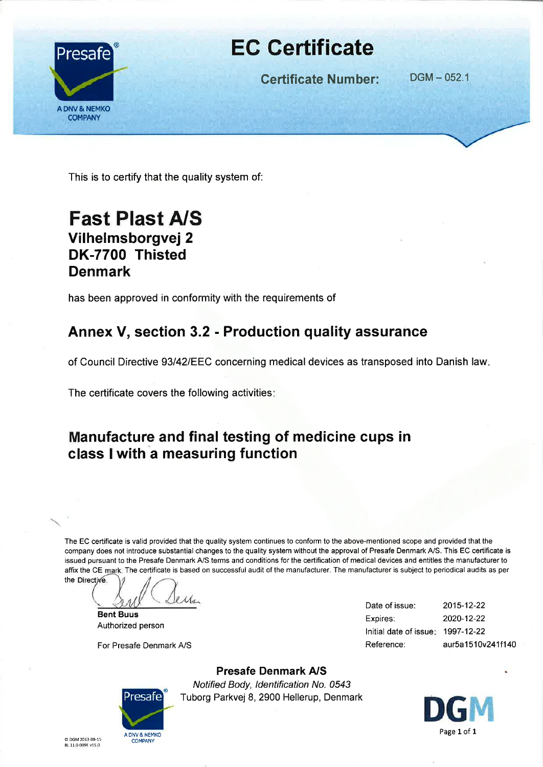Presafe®

A DNV & NEMKO COMPANY

# EC Certificate

**Certificate Number:** DGM – 052.1

This is to certify that the quality system of:

## Fast Plast A/S
### Vilhelmsborgvej 2
### DK-7700 Thisted
### Denmark

has been approved in conformity with the requirements of

## Annex V, section 3.2 - Production quality assurance

of Council Directive 93/42/EEC concerning medical devices as transposed into Danish law.

The certificate covers the following activities:

## Manufacture and final testing of medicine cups in class I with a measuring function

The EC certificate is valid provided that the quality system continues to conform to the above-mentioned scope and provided that the company does not introduce substantial changes to the quality system without the approval of Presafe Denmark A/S. This EC certificate is issued pursuant to the Presafe Denmark A/S terms and conditions for the certification of medical devices and entitles the manufacturer to affix the CE mark. The certificate is based on successful audit of the manufacturer. The manufacturer is subject to periodical audits as per the Directive.

**Bent Buus**
Authorized person

For Presafe Denmark A/S

| | |
|---|---|
| Date of issue: | 2015-12-22 |
| Expires: | 2020-12-22 |
| Initial date of issue: | 1997-12-22 |
| Reference: | aur5a1510v241f140 |

**Presafe Denmark A/S**
*Notified Body, Identification No. 0543*
Tuborg Parkvej 8, 2900 Hellerup, Denmark

Presafe®
A DNV & NEMKO COMPANY

DGM

© DGM 2013-08-15
BL 11 0-009E v15.0